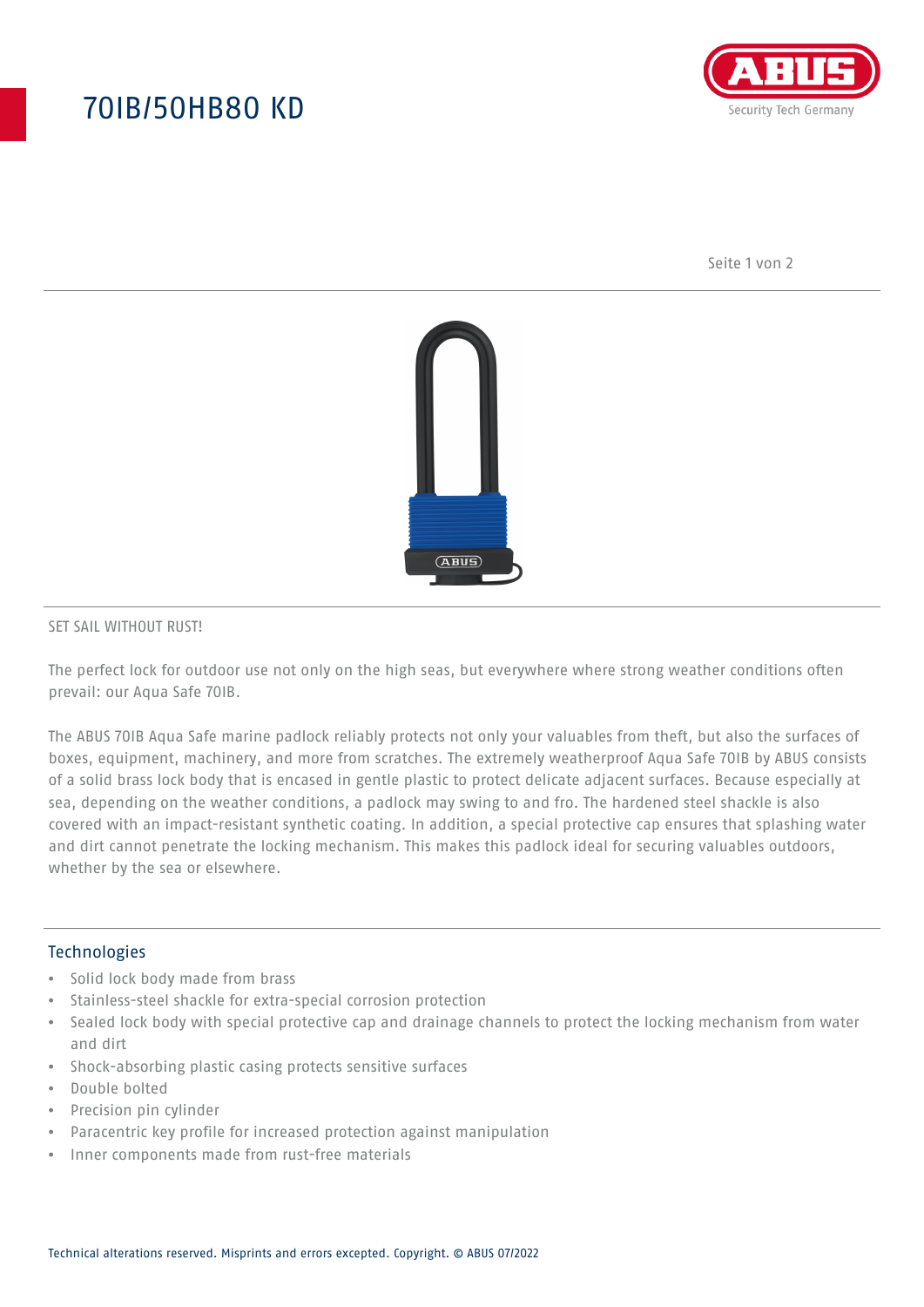# 70IB/50HB80 KD

SET SAIL WITHOUT RUST!

The perfect lock for outdoor use not only on the high seas, but everywhere where strong weather conditions often prevail: our Aqua Safe 70IB.

The ABUS 70IB Aqua Safe marine padlock reliably protects not only your valuables from theft, but also the surfaces of boxes, equipment, machinery, and more from scratches. The extremely weatherproof Aqua Safe 70IB by ABUS consists of a solid brass lock body that is encased in gentle plastic to protect delicate adjacent surfaces. Because especially at sea, depending on the weather conditions, a padlock may swing to and fro. The hardened steel shackle is also covered with an impact-resistant synthetic coating. In addition, a special protective cap ensures that splashing water and dirt cannot penetrate the locking mechanism. This makes this padlock ideal for securing valuables outdoors, whether by the sea or elsewhere.

## Technologies

- Solid lock body made from brass
- Stainless-steel shackle for extra-special corrosion protection
- Sealed lock body with special protective cap and drainage channels to protect the locking mechanism from water and dirt
- Shock-absorbing plastic casing protects sensitive surfaces
- Double bolted
- Precision pin cylinder
- Paracentric key profile for increased protection against manipulation
- Inner components made from rust-free materials

Technical alterations reserved. Misprints and errors excepted. Copyright. © ABUS 07/2022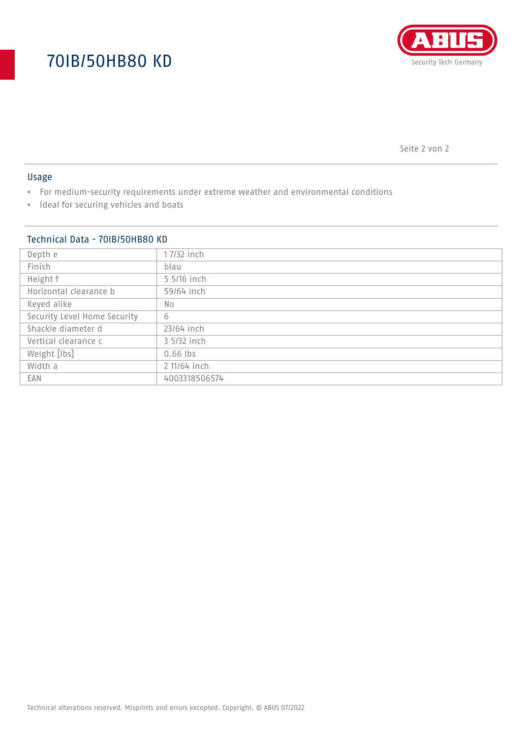# 70IB/50HB80 KD

## Usage

- For medium-security requirements under extreme weather and environmental conditions
- Ideal for securing vehicles and boats

## Technical Data - 70IB/50HB80 KD

| | |
|---|---|
| Depth e | 1 7/32 inch |
| Finish | blau |
| Height f | 5 5/16 inch |
| Horizontal clearance b | 59/64 inch |
| Keyed alike | No |
| Security Level Home Security | 6 |
| Shackle diameter d | 23/64 inch |
| Vertical clearance c | 3 5/32 inch |
| Weight [lbs] | 0.66 lbs |
| Width a | 2 11/64 inch |
| EAN | 4003318506574 |

Technical alterations reserved. Misprints and errors excepted. Copyright. © ABUS 07/2022